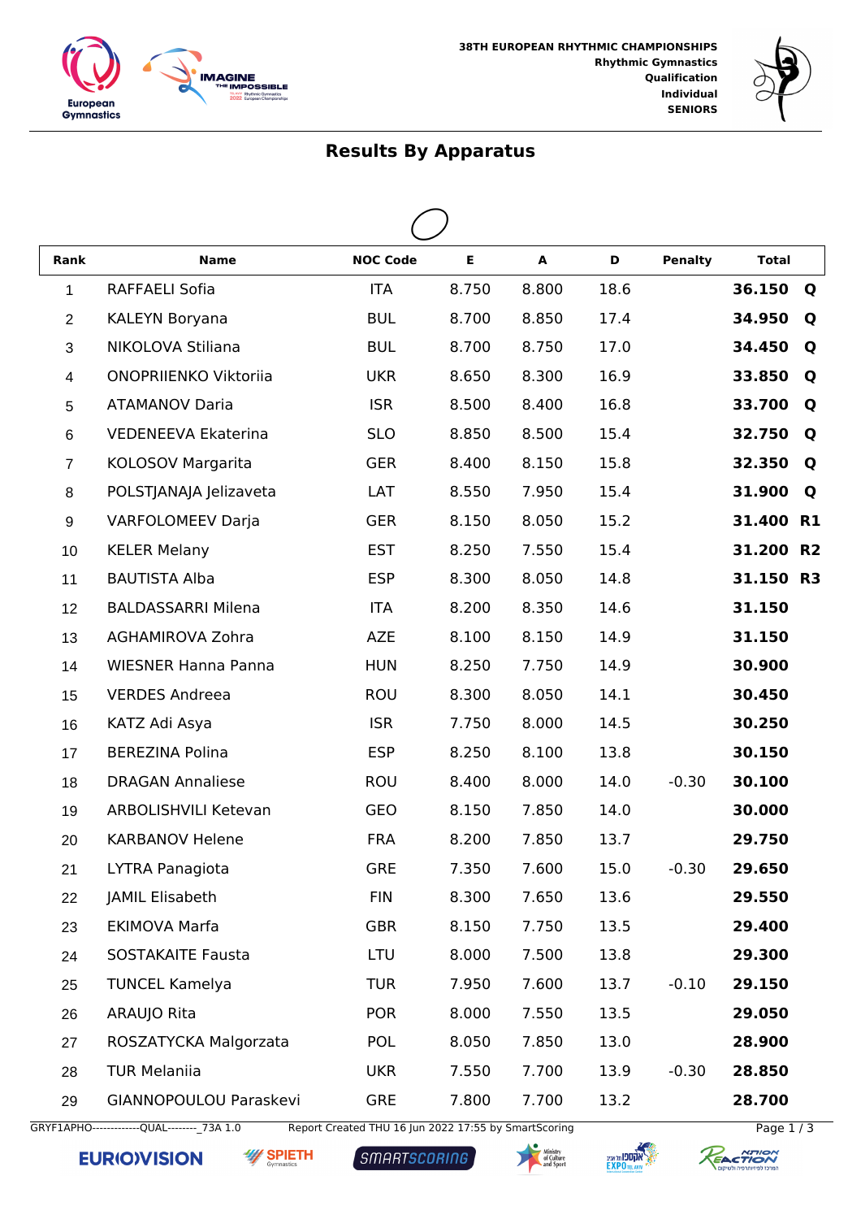38TH EUROPEAN RHYTHMIC CHAMPIONSHIPS
Rhythmic Gymnastics
Qualification
Individual
SENIORS

# Results By Apparatus

| Rank | Name | NOC Code | E | A | D | Penalty | Total | |
|---|---|---|---|---|---|---|---|---|
| 1 | RAFFAELI Sofia | ITA | 8.750 | 8.800 | 18.6 | | **36.150** | **Q** |
| 2 | KALEYN Boryana | BUL | 8.700 | 8.850 | 17.4 | | **34.950** | **Q** |
| 3 | NIKOLOVA Stiliana | BUL | 8.700 | 8.750 | 17.0 | | **34.450** | **Q** |
| 4 | ONOPRIIENKO Viktoriia | UKR | 8.650 | 8.300 | 16.9 | | **33.850** | **Q** |
| 5 | ATAMANOV Daria | ISR | 8.500 | 8.400 | 16.8 | | **33.700** | **Q** |
| 6 | VEDENEEVA Ekaterina | SLO | 8.850 | 8.500 | 15.4 | | **32.750** | **Q** |
| 7 | KOLOSOV Margarita | GER | 8.400 | 8.150 | 15.8 | | **32.350** | **Q** |
| 8 | POLSTJANAJA Jelizaveta | LAT | 8.550 | 7.950 | 15.4 | | **31.900** | **Q** |
| 9 | VARFOLOMEEV Darja | GER | 8.150 | 8.050 | 15.2 | | **31.400** | **R1** |
| 10 | KELER Melany | EST | 8.250 | 7.550 | 15.4 | | **31.200** | **R2** |
| 11 | BAUTISTA Alba | ESP | 8.300 | 8.050 | 14.8 | | **31.150** | **R3** |
| 12 | BALDASSARRI Milena | ITA | 8.200 | 8.350 | 14.6 | | **31.150** | |
| 13 | AGHAMIROVA Zohra | AZE | 8.100 | 8.150 | 14.9 | | **31.150** | |
| 14 | WIESNER Hanna Panna | HUN | 8.250 | 7.750 | 14.9 | | **30.900** | |
| 15 | VERDES Andreea | ROU | 8.300 | 8.050 | 14.1 | | **30.450** | |
| 16 | KATZ Adi Asya | ISR | 7.750 | 8.000 | 14.5 | | **30.250** | |
| 17 | BEREZINA Polina | ESP | 8.250 | 8.100 | 13.8 | | **30.150** | |
| 18 | DRAGAN Annaliese | ROU | 8.400 | 8.000 | 14.0 | -0.30 | **30.100** | |
| 19 | ARBOLISHVILI Ketevan | GEO | 8.150 | 7.850 | 14.0 | | **30.000** | |
| 20 | KARBANOV Helene | FRA | 8.200 | 7.850 | 13.7 | | **29.750** | |
| 21 | LYTRA Panagiota | GRE | 7.350 | 7.600 | 15.0 | -0.30 | **29.650** | |
| 22 | JAMIL Elisabeth | FIN | 8.300 | 7.650 | 13.6 | | **29.550** | |
| 23 | EKIMOVA Marfa | GBR | 8.150 | 7.750 | 13.5 | | **29.400** | |
| 24 | SOSTAKAITE Fausta | LTU | 8.000 | 7.500 | 13.8 | | **29.300** | |
| 25 | TUNCEL Kamelya | TUR | 7.950 | 7.600 | 13.7 | -0.10 | **29.150** | |
| 26 | ARAUJO Rita | POR | 8.000 | 7.550 | 13.5 | | **29.050** | |
| 27 | ROSZATYCKA Malgorzata | POL | 8.050 | 7.850 | 13.0 | | **28.900** | |
| 28 | TUR Melaniia | UKR | 7.550 | 7.700 | 13.9 | -0.30 | **28.850** | |
| 29 | GIANNOPOULOU Paraskevi | GRE | 7.800 | 7.700 | 13.2 | | **28.700** | |

GRYF1APHO-------------QUAL--------_73A 1.0 Report Created THU 16 Jun 2022 17:55 by SmartScoring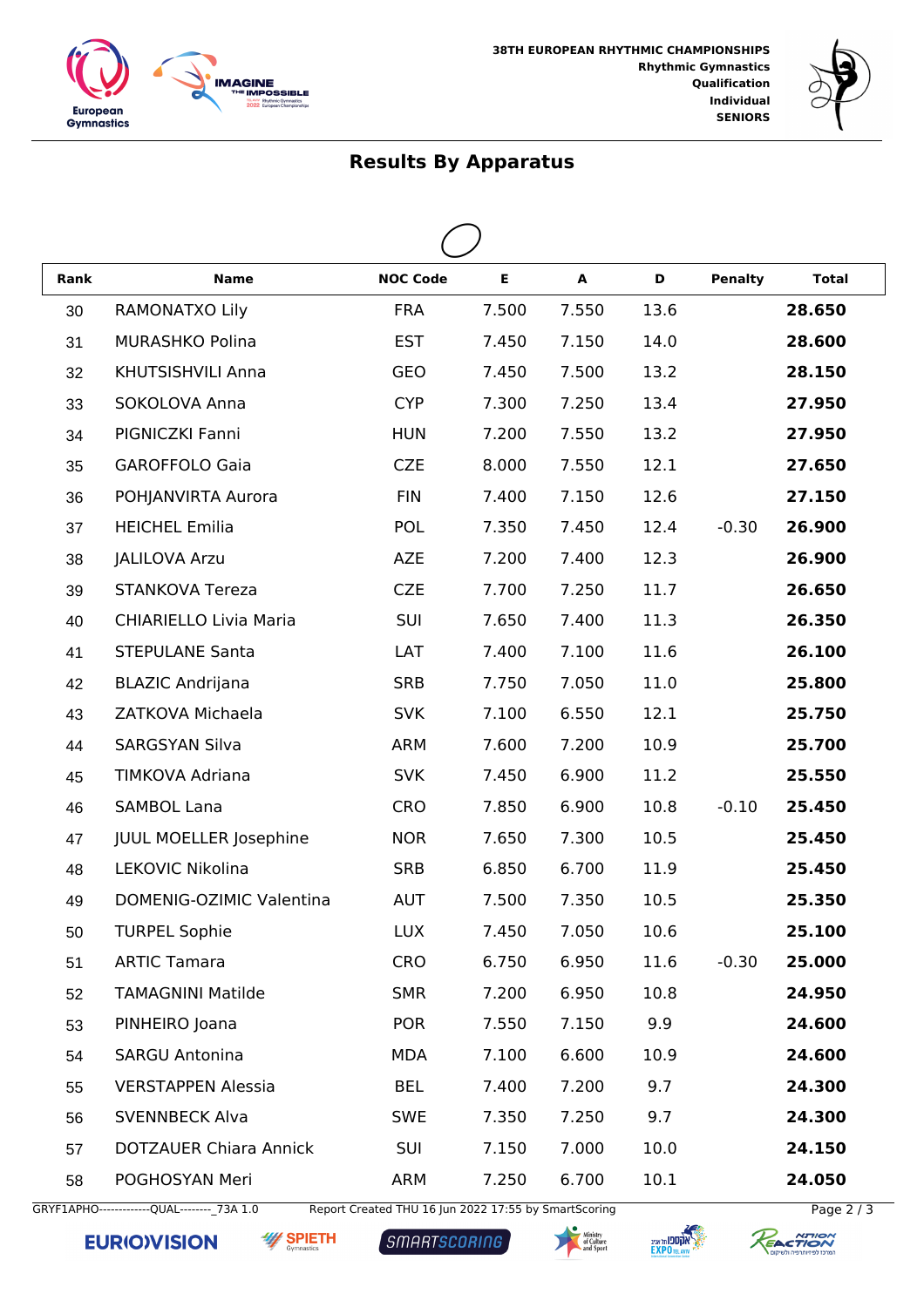38TH EUROPEAN RHYTHMIC CHAMPIONSHIPS
Rhythmic Gymnastics
Qualification
Individual
SENIORS

## Results By Apparatus

| Rank | Name | NOC Code | E | A | D | Penalty | Total |
|---|---|---|---|---|---|---|---|
| 30 | RAMONATXO Lily | FRA | 7.500 | 7.550 | 13.6 | | **28.650** |
| 31 | MURASHKO Polina | EST | 7.450 | 7.150 | 14.0 | | **28.600** |
| 32 | KHUTSISHVILI Anna | GEO | 7.450 | 7.500 | 13.2 | | **28.150** |
| 33 | SOKOLOVA Anna | CYP | 7.300 | 7.250 | 13.4 | | **27.950** |
| 34 | PIGNICZKI Fanni | HUN | 7.200 | 7.550 | 13.2 | | **27.950** |
| 35 | GAROFFOLO Gaia | CZE | 8.000 | 7.550 | 12.1 | | **27.650** |
| 36 | POHJANVIRTA Aurora | FIN | 7.400 | 7.150 | 12.6 | | **27.150** |
| 37 | HEICHEL Emilia | POL | 7.350 | 7.450 | 12.4 | -0.30 | **26.900** |
| 38 | JALILOVA Arzu | AZE | 7.200 | 7.400 | 12.3 | | **26.900** |
| 39 | STANKOVA Tereza | CZE | 7.700 | 7.250 | 11.7 | | **26.650** |
| 40 | CHIARIELLO Livia Maria | SUI | 7.650 | 7.400 | 11.3 | | **26.350** |
| 41 | STEPULANE Santa | LAT | 7.400 | 7.100 | 11.6 | | **26.100** |
| 42 | BLAZIC Andrijana | SRB | 7.750 | 7.050 | 11.0 | | **25.800** |
| 43 | ZATKOVA Michaela | SVK | 7.100 | 6.550 | 12.1 | | **25.750** |
| 44 | SARGSYAN Silva | ARM | 7.600 | 7.200 | 10.9 | | **25.700** |
| 45 | TIMKOVA Adriana | SVK | 7.450 | 6.900 | 11.2 | | **25.550** |
| 46 | SAMBOL Lana | CRO | 7.850 | 6.900 | 10.8 | -0.10 | **25.450** |
| 47 | JUUL MOELLER Josephine | NOR | 7.650 | 7.300 | 10.5 | | **25.450** |
| 48 | LEKOVIC Nikolina | SRB | 6.850 | 6.700 | 11.9 | | **25.450** |
| 49 | DOMENIG-OZIMIC Valentina | AUT | 7.500 | 7.350 | 10.5 | | **25.350** |
| 50 | TURPEL Sophie | LUX | 7.450 | 7.050 | 10.6 | | **25.100** |
| 51 | ARTIC Tamara | CRO | 6.750 | 6.950 | 11.6 | -0.30 | **25.000** |
| 52 | TAMAGNINI Matilde | SMR | 7.200 | 6.950 | 10.8 | | **24.950** |
| 53 | PINHEIRO Joana | POR | 7.550 | 7.150 | 9.9 | | **24.600** |
| 54 | SARGU Antonina | MDA | 7.100 | 6.600 | 10.9 | | **24.600** |
| 55 | VERSTAPPEN Alessia | BEL | 7.400 | 7.200 | 9.7 | | **24.300** |
| 56 | SVENNBECK Alva | SWE | 7.350 | 7.250 | 9.7 | | **24.300** |
| 57 | DOTZAUER Chiara Annick | SUI | 7.150 | 7.000 | 10.0 | | **24.150** |
| 58 | POGHOSYAN Meri | ARM | 7.250 | 6.700 | 10.1 | | **24.050** |

GRYF1APHO-------------QUAL--------_73A 1.0 Report Created THU 16 Jun 2022 17:55 by SmartScoring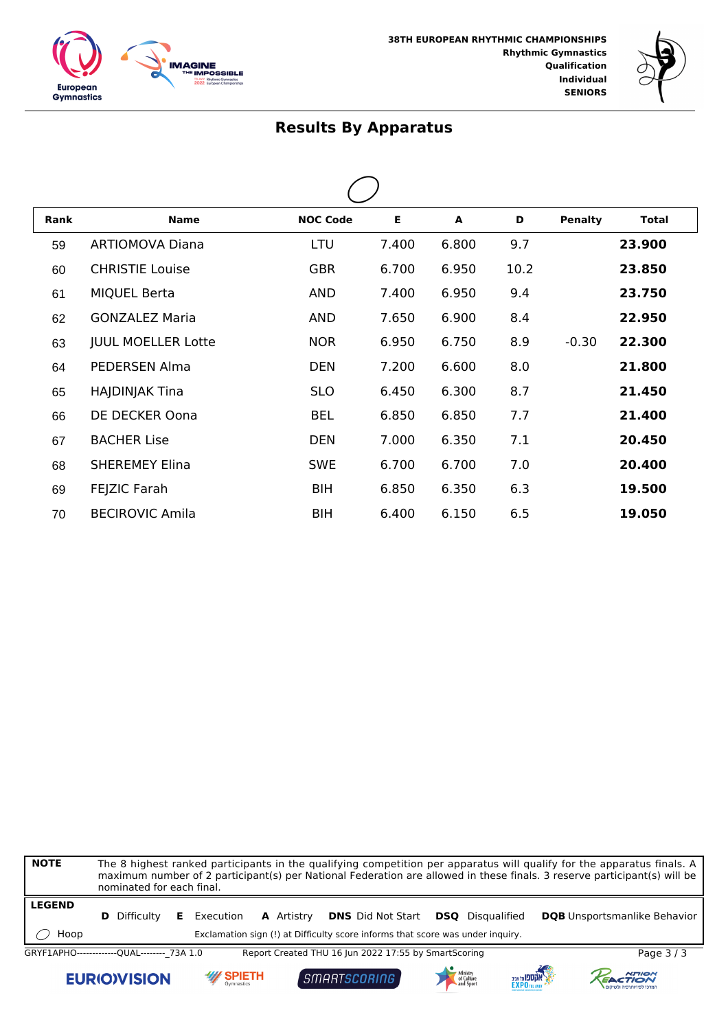38TH EUROPEAN RHYTHMIC CHAMPIONSHIPS
Rhythmic Gymnastics
Qualification
Individual
SENIORS

## Results By Apparatus

| Rank | Name | NOC Code | E | A | D | Penalty | Total |
|---|---|---|---|---|---|---|---|
| 59 | ARTIOMOVA Diana | LTU | 7.400 | 6.800 | 9.7 | | **23.900** |
| 60 | CHRISTIE Louise | GBR | 6.700 | 6.950 | 10.2 | | **23.850** |
| 61 | MIQUEL Berta | AND | 7.400 | 6.950 | 9.4 | | **23.750** |
| 62 | GONZALEZ Maria | AND | 7.650 | 6.900 | 8.4 | | **22.950** |
| 63 | JUUL MOELLER Lotte | NOR | 6.950 | 6.750 | 8.9 | -0.30 | **22.300** |
| 64 | PEDERSEN Alma | DEN | 7.200 | 6.600 | 8.0 | | **21.800** |
| 65 | HAJDINJAK Tina | SLO | 6.450 | 6.300 | 8.7 | | **21.450** |
| 66 | DE DECKER Oona | BEL | 6.850 | 6.850 | 7.7 | | **21.400** |
| 67 | BACHER Lise | DEN | 7.000 | 6.350 | 7.1 | | **20.450** |
| 68 | SHEREMEY Elina | SWE | 6.700 | 6.700 | 7.0 | | **20.400** |
| 69 | FEJZIC Farah | BIH | 6.850 | 6.350 | 6.3 | | **19.500** |
| 70 | BECIROVIC Amila | BIH | 6.400 | 6.150 | 6.5 | | **19.050** |

**NOTE** The 8 highest ranked participants in the qualifying competition per apparatus will qualify for the apparatus finals. A maximum number of 2 participant(s) per National Federation are allowed in these finals. 3 reserve participant(s) will be nominated for each final.

**LEGEND**
**D** Difficulty **E** Execution **A** Artistry **DNS** Did Not Start **DSQ** Disqualified **DQB** Unsportsmanlike Behavior

Hoop — Exclamation sign (!) at Difficulty score informs that score was under inquiry.

GRYF1APHO-------------QUAL--------_73A 1.0 Report Created THU 16 Jun 2022 17:55 by SmartScoring